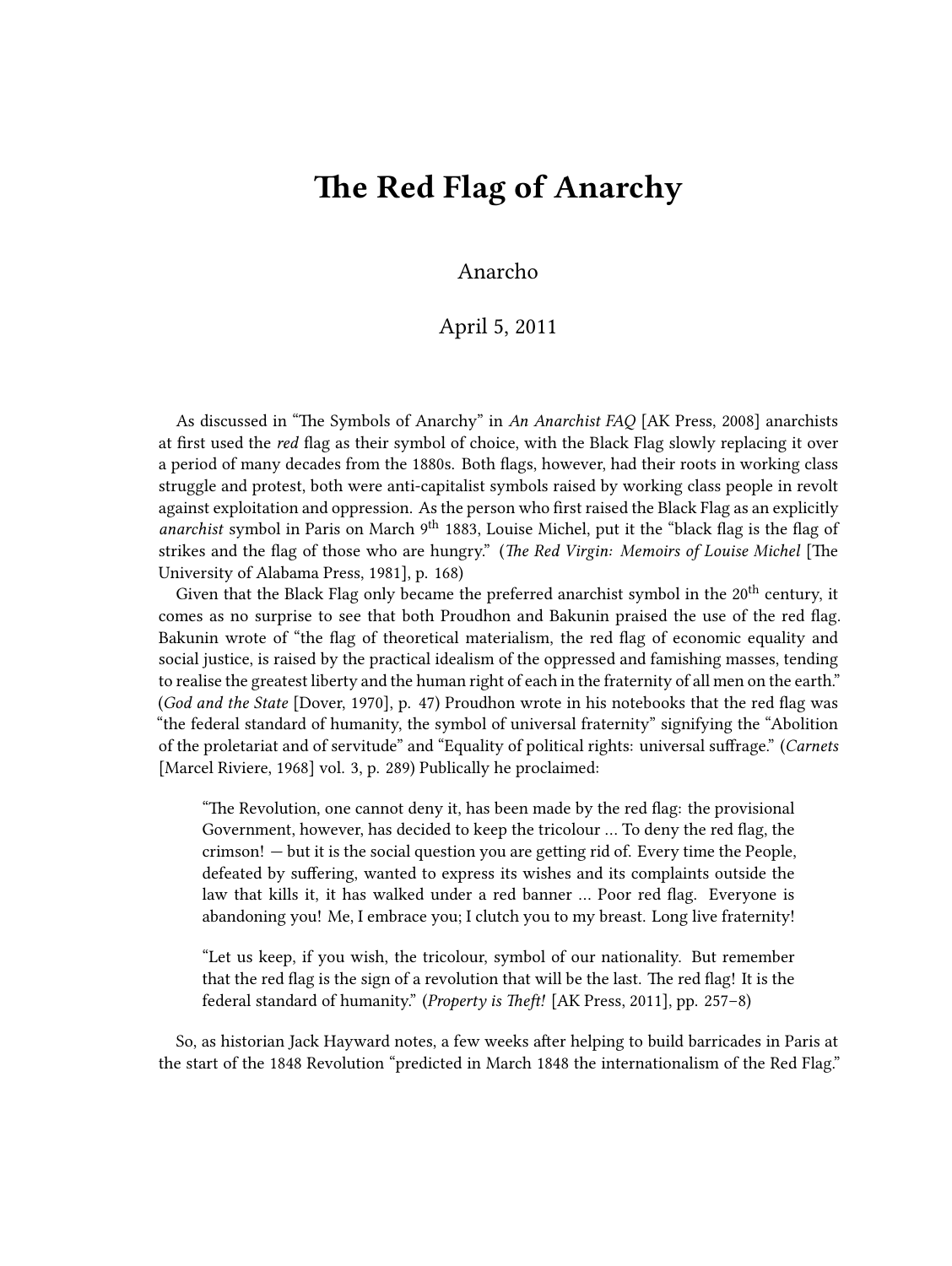# The Red Flag of Anarchy

Anarcho

April 5, 2011

As discussed in "The Symbols of Anarchy" in *An Anarchist FAQ* [AK Press, 2008] anarchists at first used the *red* flag as their symbol of choice, with the Black Flag slowly replacing it over a period of many decades from the 1880s. Both flags, however, had their roots in working class struggle and protest, both were anti-capitalist symbols raised by working class people in revolt against exploitation and oppression. As the person who first raised the Black Flag as an explicitly *anarchist* symbol in Paris on March 9th 1883, Louise Michel, put it the "black flag is the flag of strikes and the flag of those who are hungry." (*The Red Virgin: Memoirs of Louise Michel* [The University of Alabama Press, 1981], p. 168)

Given that the Black Flag only became the preferred anarchist symbol in the 20th century, it comes as no surprise to see that both Proudhon and Bakunin praised the use of the red flag. Bakunin wrote of "the flag of theoretical materialism, the red flag of economic equality and social justice, is raised by the practical idealism of the oppressed and famishing masses, tending to realise the greatest liberty and the human right of each in the fraternity of all men on the earth." (*God and the State* [Dover, 1970], p. 47) Proudhon wrote in his notebooks that the red flag was "the federal standard of humanity, the symbol of universal fraternity" signifying the "Abolition of the proletariat and of servitude" and "Equality of political rights: universal suffrage." (*Carnets* [Marcel Riviere, 1968] vol. 3, p. 289) Publically he proclaimed:

> "The Revolution, one cannot deny it, has been made by the red flag: the provisional Government, however, has decided to keep the tricolour … To deny the red flag, the crimson! — but it is the social question you are getting rid of. Every time the People, defeated by suffering, wanted to express its wishes and its complaints outside the law that kills it, it has walked under a red banner … Poor red flag. Everyone is abandoning you! Me, I embrace you; I clutch you to my breast. Long live fraternity!
>
> "Let us keep, if you wish, the tricolour, symbol of our nationality. But remember that the red flag is the sign of a revolution that will be the last. The red flag! It is the federal standard of humanity." (*Property is Theft!* [AK Press, 2011], pp. 257–8)

So, as historian Jack Hayward notes, a few weeks after helping to build barricades in Paris at the start of the 1848 Revolution "predicted in March 1848 the internationalism of the Red Flag."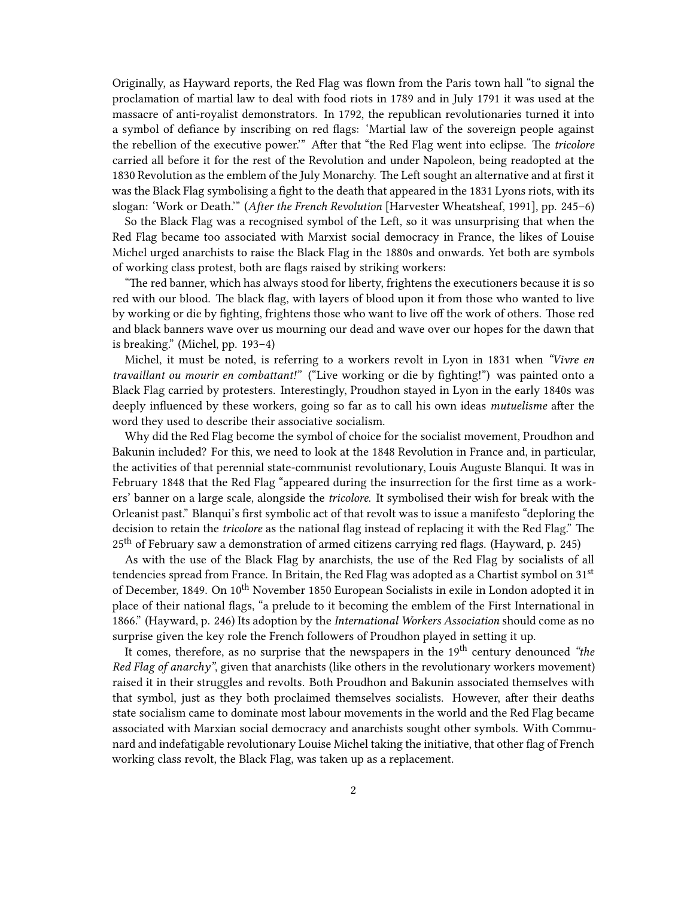Originally, as Hayward reports, the Red Flag was flown from the Paris town hall "to signal the proclamation of martial law to deal with food riots in 1789 and in July 1791 it was used at the massacre of anti-royalist demonstrators. In 1792, the republican revolutionaries turned it into a symbol of defiance by inscribing on red flags: 'Martial law of the sovereign people against the rebellion of the executive power.'" After that "the Red Flag went into eclipse. The *tricolore* carried all before it for the rest of the Revolution and under Napoleon, being readopted at the 1830 Revolution as the emblem of the July Monarchy. The Left sought an alternative and at first it was the Black Flag symbolising a fight to the death that appeared in the 1831 Lyons riots, with its slogan: 'Work or Death.'" (*After the French Revolution* [Harvester Wheatsheaf, 1991], pp. 245–6)

So the Black Flag was a recognised symbol of the Left, so it was unsurprising that when the Red Flag became too associated with Marxist social democracy in France, the likes of Louise Michel urged anarchists to raise the Black Flag in the 1880s and onwards. Yet both are symbols of working class protest, both are flags raised by striking workers:

"The red banner, which has always stood for liberty, frightens the executioners because it is so red with our blood. The black flag, with layers of blood upon it from those who wanted to live by working or die by fighting, frightens those who want to live off the work of others. Those red and black banners wave over us mourning our dead and wave over our hopes for the dawn that is breaking." (Michel, pp. 193–4)

Michel, it must be noted, is referring to a workers revolt in Lyon in 1831 when *"Vivre en travaillant ou mourir en combattant!"* ("Live working or die by fighting!") was painted onto a Black Flag carried by protesters. Interestingly, Proudhon stayed in Lyon in the early 1840s was deeply influenced by these workers, going so far as to call his own ideas *mutuelisme* after the word they used to describe their associative socialism.

Why did the Red Flag become the symbol of choice for the socialist movement, Proudhon and Bakunin included? For this, we need to look at the 1848 Revolution in France and, in particular, the activities of that perennial state-communist revolutionary, Louis Auguste Blanqui. It was in February 1848 that the Red Flag "appeared during the insurrection for the first time as a workers' banner on a large scale, alongside the *tricolore.* It symbolised their wish for break with the Orleanist past." Blanqui's first symbolic act of that revolt was to issue a manifesto "deploring the decision to retain the *tricolore* as the national flag instead of replacing it with the Red Flag." The 25th of February saw a demonstration of armed citizens carrying red flags. (Hayward, p. 245)

As with the use of the Black Flag by anarchists, the use of the Red Flag by socialists of all tendencies spread from France. In Britain, the Red Flag was adopted as a Chartist symbol on 31st of December, 1849. On 10th November 1850 European Socialists in exile in London adopted it in place of their national flags, "a prelude to it becoming the emblem of the First International in 1866." (Hayward, p. 246) Its adoption by the *International Workers Association* should come as no surprise given the key role the French followers of Proudhon played in setting it up.

It comes, therefore, as no surprise that the newspapers in the 19th century denounced *"the Red Flag of anarchy"*, given that anarchists (like others in the revolutionary workers movement) raised it in their struggles and revolts. Both Proudhon and Bakunin associated themselves with that symbol, just as they both proclaimed themselves socialists. However, after their deaths state socialism came to dominate most labour movements in the world and the Red Flag became associated with Marxian social democracy and anarchists sought other symbols. With Communard and indefatigable revolutionary Louise Michel taking the initiative, that other flag of French working class revolt, the Black Flag, was taken up as a replacement.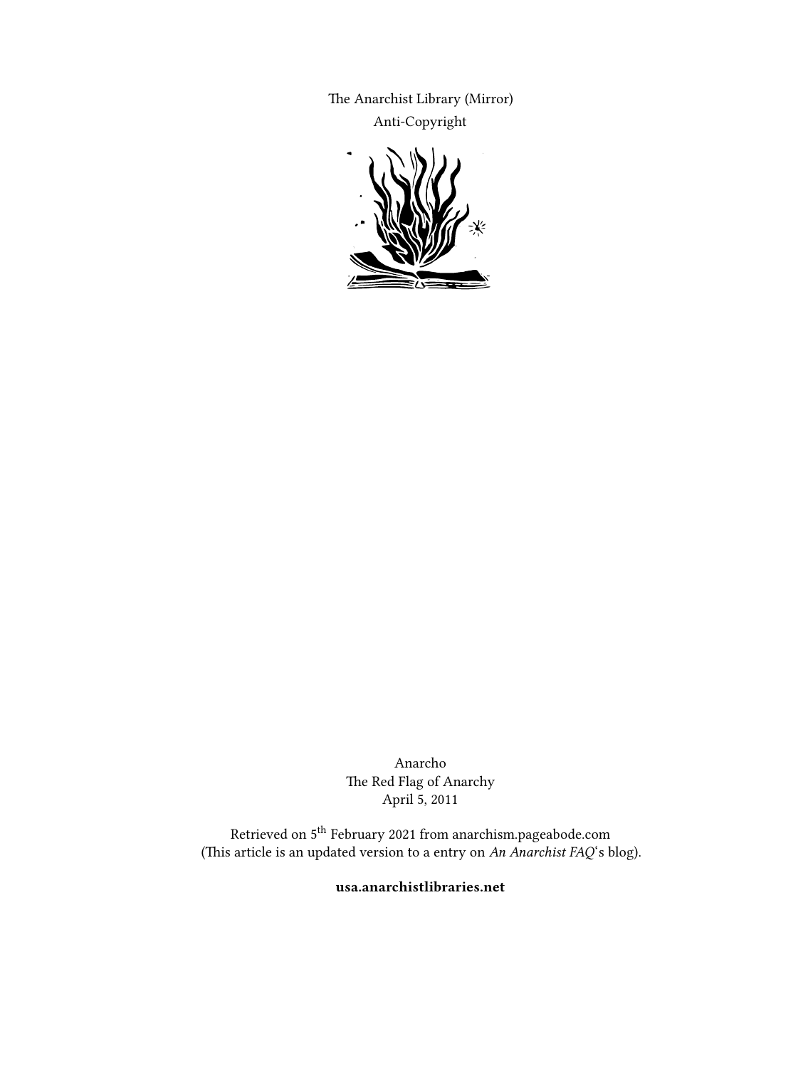The Anarchist Library (Mirror)
Anti-Copyright

Anarcho
The Red Flag of Anarchy
April 5, 2011

Retrieved on 5th February 2021 from anarchism.pageabode.com
(This article is an updated version to a entry on *An Anarchist FAQ*'s blog).

**usa.anarchistlibraries.net**